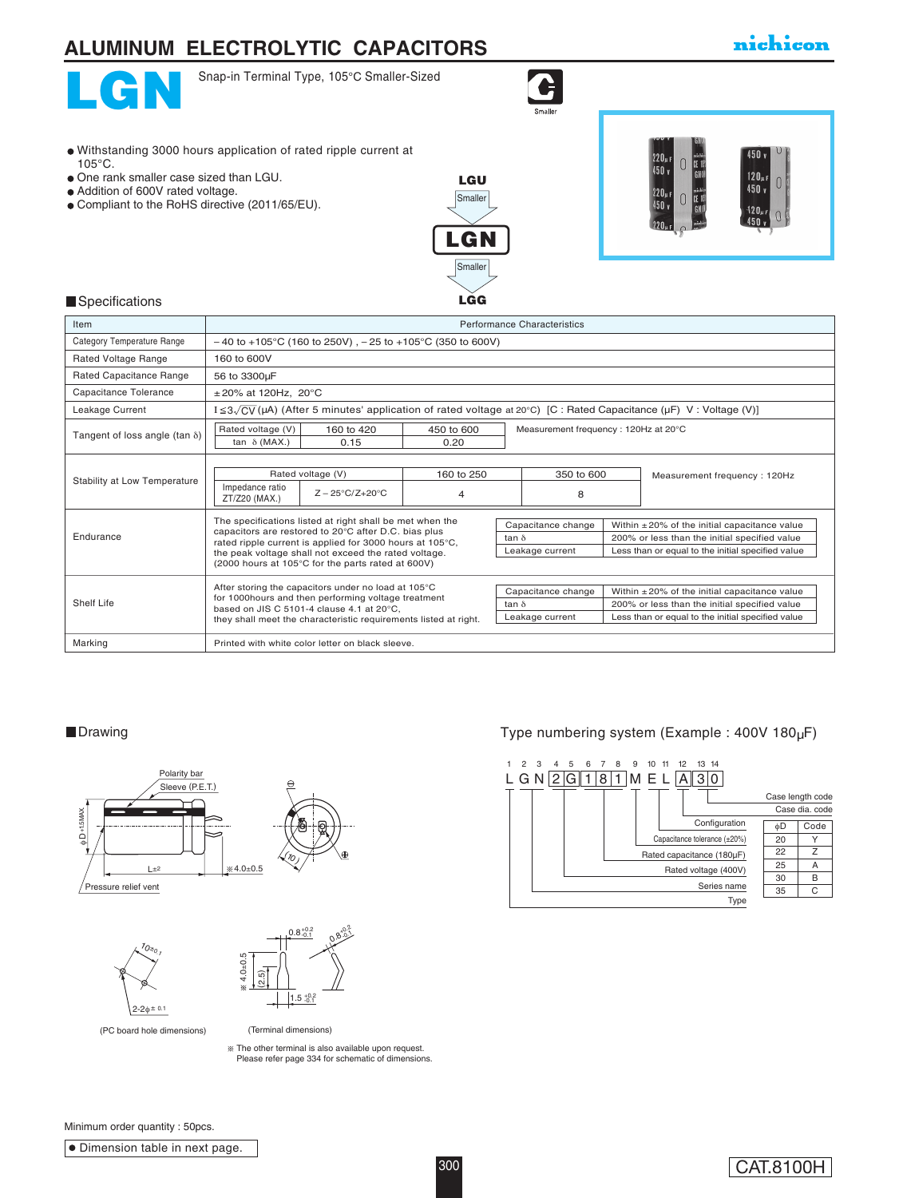# ALUMINUM ELECTROLYTIC CAPACITORS

nichicon

# LGN

Snap-in Terminal Type, 105°C Smaller-Sized

Smaller

- Withstanding 3000 hours application of rated ripple current at 105°C.
- One rank smaller case sized than LGU.
- Addition of 600V rated voltage.
- Compliant to the RoHS directive (2011/65/EU).

LGU → Smaller → **LGN** → Smaller → LGG

## Specifications

| Item | Performance Characteristics |
|---|---|
| Category Temperature Range | – 40 to +105°C (160 to 250V) , – 25 to +105°C (350 to 600V) |
| Rated Voltage Range | 160 to 600V |
| Rated Capacitance Range | 56 to 3300µF |
| Capacitance Tolerance | ±20% at 120Hz, 20°C |
| Leakage Current | $I \leq 3\sqrt{CV}$ (µA) (After 5 minutes' application of rated voltage at 20°C) [C : Rated Capacitance (µF) V : Voltage (V)] |
| Tangent of loss angle (tan δ) | Rated voltage (V): 160 to 420 / 450 to 600; tan δ (MAX.): 0.15 / 0.20. Measurement frequency : 120Hz at 20°C |
| Stability at Low Temperature | Rated voltage (V): 160 to 250 / 350 to 600; Impedance ratio ZT/Z20 (MAX.) Z – 25°C/Z+20°C: 4 / 8. Measurement frequency : 120Hz |
| Endurance | The specifications listed at right shall be met when the capacitors are restored to 20°C after D.C. bias plus rated ripple current is applied for 3000 hours at 105°C, the peak voltage shall not exceed the rated voltage. (2000 hours at 105°C for the parts rated at 600V) — Capacitance change: Within ±20% of the initial capacitance value; tan δ: 200% or less than the initial specified value; Leakage current: Less than or equal to the initial specified value |
| Shelf Life | After storing the capacitors under no load at 105°C for 1000hours and then performing voltage treatment based on JIS C 5101-4 clause 4.1 at 20°C, they shall meet the characteristic requirements listed at right. — Capacitance change: Within ±20% of the initial capacitance value; tan δ: 200% or less than the initial specified value; Leakage current: Less than or equal to the initial specified value |
| Marking | Printed with white color letter on black sleeve. |

## Drawing

Polarity bar, Sleeve (P.E.T.), φD+1.5MAX, L±2, ※4.0±0.5, Pressure relief vent, (10)

(PC board hole dimensions): 10±0.1, 2-2φ±0.1

(Terminal dimensions): 0.8 +0.2/-0.1, ※4.0±0.5, (2.5), 1.5 +0.2/-0.1

※ The other terminal is also available upon request. Please refer page 334 for schematic of dimensions.

## Type numbering system (Example : 400V 180µF)

| 1 | 2 | 3 | 4 | 5 | 6 | 7 | 8 | 9 | 10 | 11 | 12 | 13 | 14 |
|---|---|---|---|---|---|---|---|---|---|---|---|---|---|
| L | G | N | 2 | G | 1 | 8 | 1 | M | E | L | A | 3 | 0 |

- 1: Type
- 2–3: Series name
- 4–5: Rated voltage (400V)
- 6–8: Rated capacitance (180µF)
- 9: Capacitance tolerance (±20%)
- 10–11: Configuration
- 12: Case dia. code
- 13–14: Case length code

| φD | Code |
|---|---|
| 20 | Y |
| 22 | Z |
| 25 | A |
| 30 | B |
| 35 | C |

Minimum order quantity : 50pcs.

● Dimension table in next page.

CAT.8100H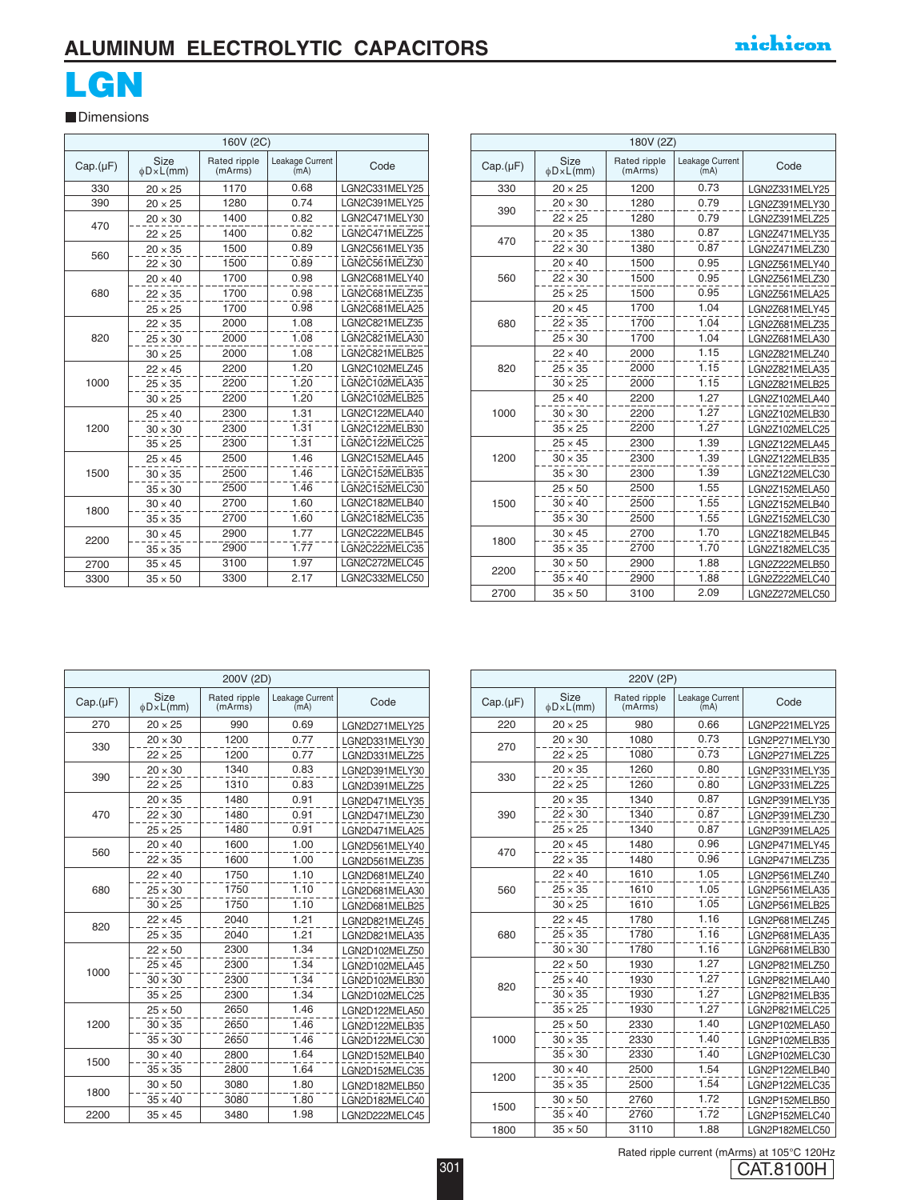# ALUMINUM ELECTROLYTIC CAPACITORS

# LGN

## Dimensions

| 160V (2C) | | | | |
|---|---|---|---|---|
| Cap.(μF) | Size ϕD×L(mm) | Rated ripple (mArms) | Leakage Current (mA) | Code |
| 330 | 20 × 25 | 1170 | 0.68 | LGN2C331MELY25 |
| 390 | 20 × 25 | 1280 | 0.74 | LGN2C391MELY25 |
| 470 | 20 × 30 | 1400 | 0.82 | LGN2C471MELY30 |
| | 22 × 25 | 1400 | 0.82 | LGN2C471MELZ25 |
| 560 | 20 × 35 | 1500 | 0.89 | LGN2C561MELY35 |
| | 22 × 30 | 1500 | 0.89 | LGN2C561MELZ30 |
| 680 | 20 × 40 | 1700 | 0.98 | LGN2C681MELY40 |
| | 22 × 35 | 1700 | 0.98 | LGN2C681MELZ35 |
| | 25 × 25 | 1700 | 0.98 | LGN2C681MELA25 |
| 820 | 22 × 35 | 2000 | 1.08 | LGN2C821MELZ35 |
| | 25 × 30 | 2000 | 1.08 | LGN2C821MELA30 |
| | 30 × 25 | 2000 | 1.08 | LGN2C821MELB25 |
| 1000 | 22 × 45 | 2200 | 1.20 | LGN2C102MELZ45 |
| | 25 × 35 | 2200 | 1.20 | LGN2C102MELA35 |
| | 30 × 25 | 2200 | 1.20 | LGN2C102MELB25 |
| 1200 | 25 × 40 | 2300 | 1.31 | LGN2C122MELA40 |
| | 30 × 30 | 2300 | 1.31 | LGN2C122MELB30 |
| | 35 × 25 | 2300 | 1.31 | LGN2C122MELC25 |
| 1500 | 25 × 45 | 2500 | 1.46 | LGN2C152MELA45 |
| | 30 × 35 | 2500 | 1.46 | LGN2C152MELB35 |
| | 35 × 30 | 2500 | 1.46 | LGN2C152MELC30 |
| 1800 | 30 × 40 | 2700 | 1.60 | LGN2C182MELB40 |
| | 35 × 35 | 2700 | 1.60 | LGN2C182MELC35 |
| 2200 | 30 × 45 | 2900 | 1.77 | LGN2C222MELB45 |
| | 35 × 35 | 2900 | 1.77 | LGN2C222MELC35 |
| 2700 | 35 × 45 | 3100 | 1.97 | LGN2C272MELC45 |
| 3300 | 35 × 50 | 3300 | 2.17 | LGN2C332MELC50 |

| 180V (2Z) | | | | |
|---|---|---|---|---|
| Cap.(μF) | Size ϕD×L(mm) | Rated ripple (mArms) | Leakage Current (mA) | Code |
| 330 | 20 × 25 | 1200 | 0.73 | LGN2Z331MELY25 |
| 390 | 20 × 30 | 1280 | 0.79 | LGN2Z391MELY30 |
| | 22 × 25 | 1280 | 0.79 | LGN2Z391MELZ25 |
| 470 | 20 × 35 | 1380 | 0.87 | LGN2Z471MELY35 |
| | 22 × 30 | 1380 | 0.87 | LGN2Z471MELZ30 |
| 560 | 20 × 40 | 1500 | 0.95 | LGN2Z561MELY40 |
| | 22 × 30 | 1500 | 0.95 | LGN2Z561MELZ30 |
| | 25 × 25 | 1500 | 0.95 | LGN2Z561MELA25 |
| 680 | 20 × 45 | 1700 | 1.04 | LGN2Z681MELY45 |
| | 22 × 35 | 1700 | 1.04 | LGN2Z681MELZ35 |
| | 25 × 30 | 1700 | 1.04 | LGN2Z681MELA30 |
| 820 | 22 × 40 | 2000 | 1.15 | LGN2Z821MELZ40 |
| | 25 × 35 | 2000 | 1.15 | LGN2Z821MELA35 |
| | 30 × 25 | 2000 | 1.15 | LGN2Z821MELB25 |
| 1000 | 25 × 40 | 2200 | 1.27 | LGN2Z102MELA40 |
| | 30 × 30 | 2200 | 1.27 | LGN2Z102MELB30 |
| | 35 × 25 | 2200 | 1.27 | LGN2Z102MELC25 |
| 1200 | 25 × 45 | 2300 | 1.39 | LGN2Z122MELA45 |
| | 30 × 35 | 2300 | 1.39 | LGN2Z122MELB35 |
| | 35 × 30 | 2300 | 1.39 | LGN2Z122MELC30 |
| 1500 | 25 × 50 | 2500 | 1.55 | LGN2Z152MELA50 |
| | 30 × 40 | 2500 | 1.55 | LGN2Z152MELB40 |
| | 35 × 30 | 2500 | 1.55 | LGN2Z152MELC30 |
| 1800 | 30 × 45 | 2700 | 1.70 | LGN2Z182MELB45 |
| | 35 × 35 | 2700 | 1.70 | LGN2Z182MELC35 |
| 2200 | 30 × 50 | 2900 | 1.88 | LGN2Z222MELB50 |
| | 35 × 40 | 2900 | 1.88 | LGN2Z222MELC40 |
| 2700 | 35 × 50 | 3100 | 2.09 | LGN2Z272MELC50 |

| 200V (2D) | | | | |
|---|---|---|---|---|
| Cap.(μF) | Size ϕD×L(mm) | Rated ripple (mArms) | Leakage Current (mA) | Code |
| 270 | 20 × 25 | 990 | 0.69 | LGN2D271MELY25 |
| 330 | 20 × 30 | 1200 | 0.77 | LGN2D331MELY30 |
| | 22 × 25 | 1200 | 0.77 | LGN2D331MELZ25 |
| 390 | 20 × 30 | 1340 | 0.83 | LGN2D391MELY30 |
| | 22 × 25 | 1310 | 0.83 | LGN2D391MELZ25 |
| 470 | 20 × 35 | 1480 | 0.91 | LGN2D471MELY35 |
| | 22 × 30 | 1480 | 0.91 | LGN2D471MELZ30 |
| | 25 × 25 | 1480 | 0.91 | LGN2D471MELA25 |
| 560 | 20 × 40 | 1600 | 1.00 | LGN2D561MELY40 |
| | 22 × 35 | 1600 | 1.00 | LGN2D561MELZ35 |
| 680 | 22 × 40 | 1750 | 1.10 | LGN2D681MELZ40 |
| | 25 × 30 | 1750 | 1.10 | LGN2D681MELA30 |
| | 30 × 25 | 1750 | 1.10 | LGN2D681MELB25 |
| 820 | 22 × 45 | 2040 | 1.21 | LGN2D821MELZ45 |
| | 25 × 35 | 2040 | 1.21 | LGN2D821MELA35 |
| 1000 | 22 × 50 | 2300 | 1.34 | LGN2D102MELZ50 |
| | 25 × 45 | 2300 | 1.34 | LGN2D102MELA45 |
| | 30 × 30 | 2300 | 1.34 | LGN2D102MELB30 |
| | 35 × 25 | 2300 | 1.34 | LGN2D102MELC25 |
| 1200 | 25 × 50 | 2650 | 1.46 | LGN2D122MELA50 |
| | 30 × 35 | 2650 | 1.46 | LGN2D122MELB35 |
| | 35 × 30 | 2650 | 1.46 | LGN2D122MELC30 |
| 1500 | 30 × 40 | 2800 | 1.64 | LGN2D152MELB40 |
| | 35 × 35 | 2800 | 1.64 | LGN2D152MELC35 |
| 1800 | 30 × 50 | 3080 | 1.80 | LGN2D182MELB50 |
| | 35 × 40 | 3080 | 1.80 | LGN2D182MELC40 |
| 2200 | 35 × 45 | 3480 | 1.98 | LGN2D222MELC45 |

| 220V (2P) | | | | |
|---|---|---|---|---|
| Cap.(μF) | Size ϕD×L(mm) | Rated ripple (mArms) | Leakage Current (mA) | Code |
| 220 | 20 × 25 | 980 | 0.66 | LGN2P221MELY25 |
| 270 | 20 × 30 | 1080 | 0.73 | LGN2P271MELY30 |
| | 22 × 25 | 1080 | 0.73 | LGN2P271MELZ25 |
| 330 | 20 × 35 | 1260 | 0.80 | LGN2P331MELY35 |
| | 22 × 25 | 1260 | 0.80 | LGN2P331MELZ25 |
| 390 | 20 × 35 | 1340 | 0.87 | LGN2P391MELY35 |
| | 22 × 30 | 1340 | 0.87 | LGN2P391MELZ30 |
| | 25 × 25 | 1340 | 0.87 | LGN2P391MELA25 |
| 470 | 20 × 45 | 1480 | 0.96 | LGN2P471MELY45 |
| | 22 × 35 | 1480 | 0.96 | LGN2P471MELZ35 |
| 560 | 22 × 40 | 1610 | 1.05 | LGN2P561MELZ40 |
| | 25 × 35 | 1610 | 1.05 | LGN2P561MELA35 |
| | 30 × 25 | 1610 | 1.05 | LGN2P561MELB25 |
| 680 | 22 × 45 | 1780 | 1.16 | LGN2P681MELZ45 |
| | 25 × 35 | 1780 | 1.16 | LGN2P681MELA35 |
| | 30 × 30 | 1780 | 1.16 | LGN2P681MELB30 |
| 820 | 22 × 50 | 1930 | 1.27 | LGN2P821MELZ50 |
| | 25 × 40 | 1930 | 1.27 | LGN2P821MELA40 |
| | 30 × 35 | 1930 | 1.27 | LGN2P821MELB35 |
| | 35 × 25 | 1930 | 1.27 | LGN2P821MELC25 |
| 1000 | 25 × 50 | 2330 | 1.40 | LGN2P102MELA50 |
| | 30 × 35 | 2330 | 1.40 | LGN2P102MELB35 |
| | 35 × 30 | 2330 | 1.40 | LGN2P102MELC30 |
| 1200 | 30 × 40 | 2500 | 1.54 | LGN2P122MELB40 |
| | 35 × 35 | 2500 | 1.54 | LGN2P122MELC35 |
| 1500 | 30 × 50 | 2760 | 1.72 | LGN2P152MELB50 |
| | 35 × 40 | 2760 | 1.72 | LGN2P152MELC40 |
| 1800 | 35 × 50 | 3110 | 1.88 | LGN2P182MELC50 |

Rated ripple current (mArms) at 105°C 120Hz

CAT.8100H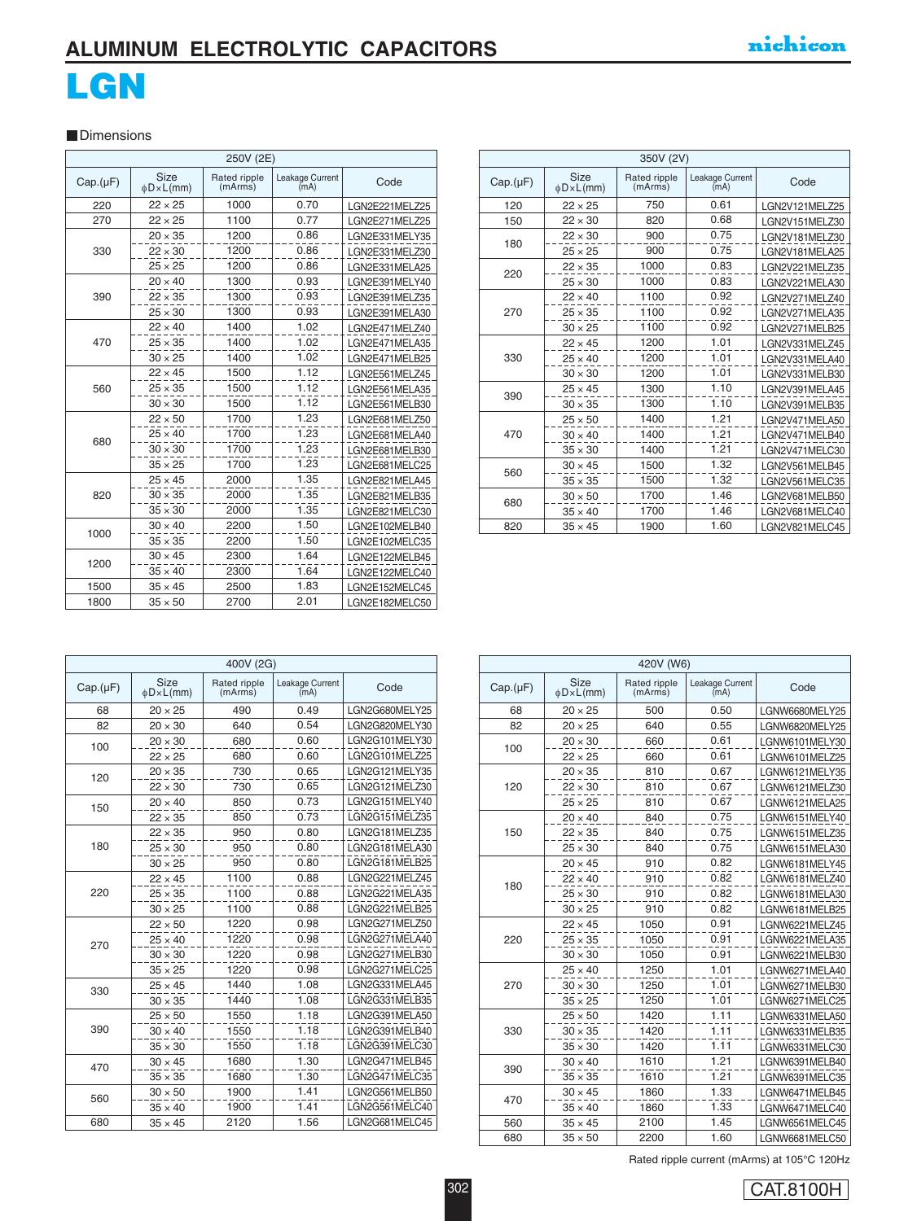# ALUMINUM ELECTROLYTIC CAPACITORS

# LGN

## Dimensions

| 250V (2E) | | | | |
|---|---|---|---|---|
| Cap.(µF) | Size ϕD×L(mm) | Rated ripple (mArms) | Leakage Current (mA) | Code |
| 220 | 22 × 25 | 1000 | 0.70 | LGN2E221MELZ25 |
| 270 | 22 × 25 | 1100 | 0.77 | LGN2E271MELZ25 |
| 330 | 20 × 35 | 1200 | 0.86 | LGN2E331MELY35 |
| | 22 × 30 | 1200 | 0.86 | LGN2E331MELZ30 |
| | 25 × 25 | 1200 | 0.86 | LGN2E331MELA25 |
| 390 | 20 × 40 | 1300 | 0.93 | LGN2E391MELY40 |
| | 22 × 35 | 1300 | 0.93 | LGN2E391MELZ35 |
| | 25 × 30 | 1300 | 0.93 | LGN2E391MELA30 |
| 470 | 22 × 40 | 1400 | 1.02 | LGN2E471MELZ40 |
| | 25 × 35 | 1400 | 1.02 | LGN2E471MELA35 |
| | 30 × 25 | 1400 | 1.02 | LGN2E471MELB25 |
| 560 | 22 × 45 | 1500 | 1.12 | LGN2E561MELZ45 |
| | 25 × 35 | 1500 | 1.12 | LGN2E561MELA35 |
| | 30 × 30 | 1500 | 1.12 | LGN2E561MELB30 |
| 680 | 22 × 50 | 1700 | 1.23 | LGN2E681MELZ50 |
| | 25 × 40 | 1700 | 1.23 | LGN2E681MELA40 |
| | 30 × 30 | 1700 | 1.23 | LGN2E681MELB30 |
| | 35 × 25 | 1700 | 1.23 | LGN2E681MELC25 |
| 820 | 25 × 45 | 2000 | 1.35 | LGN2E821MELA45 |
| | 30 × 35 | 2000 | 1.35 | LGN2E821MELB35 |
| | 35 × 30 | 2000 | 1.35 | LGN2E821MELC30 |
| 1000 | 30 × 40 | 2200 | 1.50 | LGN2E102MELB40 |
| | 35 × 35 | 2200 | 1.50 | LGN2E102MELC35 |
| 1200 | 30 × 45 | 2300 | 1.64 | LGN2E122MELB45 |
| | 35 × 40 | 2300 | 1.64 | LGN2E122MELC40 |
| 1500 | 35 × 45 | 2500 | 1.83 | LGN2E152MELC45 |
| 1800 | 35 × 50 | 2700 | 2.01 | LGN2E182MELC50 |

| 350V (2V) | | | | |
|---|---|---|---|---|
| Cap.(µF) | Size ϕD×L(mm) | Rated ripple (mArms) | Leakage Current (mA) | Code |
| 120 | 22 × 25 | 750 | 0.61 | LGN2V121MELZ25 |
| 150 | 22 × 30 | 820 | 0.68 | LGN2V151MELZ30 |
| 180 | 22 × 30 | 900 | 0.75 | LGN2V181MELZ30 |
| | 25 × 25 | 900 | 0.75 | LGN2V181MELA25 |
| 220 | 22 × 35 | 1000 | 0.83 | LGN2V221MELZ35 |
| | 25 × 30 | 1000 | 0.83 | LGN2V221MELA30 |
| 270 | 22 × 40 | 1100 | 0.92 | LGN2V271MELZ40 |
| | 25 × 35 | 1100 | 0.92 | LGN2V271MELA35 |
| | 30 × 25 | 1100 | 0.92 | LGN2V271MELB25 |
| 330 | 22 × 45 | 1200 | 1.01 | LGN2V331MELZ45 |
| | 25 × 40 | 1200 | 1.01 | LGN2V331MELA40 |
| | 30 × 30 | 1200 | 1.01 | LGN2V331MELB30 |
| 390 | 25 × 45 | 1300 | 1.10 | LGN2V391MELA45 |
| | 30 × 35 | 1300 | 1.10 | LGN2V391MELB35 |
| 470 | 25 × 50 | 1400 | 1.21 | LGN2V471MELA50 |
| | 30 × 40 | 1400 | 1.21 | LGN2V471MELB40 |
| | 35 × 30 | 1400 | 1.21 | LGN2V471MELC30 |
| 560 | 30 × 45 | 1500 | 1.32 | LGN2V561MELB45 |
| | 35 × 35 | 1500 | 1.32 | LGN2V561MELC35 |
| 680 | 30 × 50 | 1700 | 1.46 | LGN2V681MELB50 |
| | 35 × 40 | 1700 | 1.46 | LGN2V681MELC40 |
| 820 | 35 × 45 | 1900 | 1.60 | LGN2V821MELC45 |

| 400V (2G) | | | | |
|---|---|---|---|---|
| Cap.(µF) | Size ϕD×L(mm) | Rated ripple (mArms) | Leakage Current (mA) | Code |
| 68 | 20 × 25 | 490 | 0.49 | LGN2G680MELY25 |
| 82 | 20 × 30 | 640 | 0.54 | LGN2G820MELY30 |
| 100 | 20 × 30 | 680 | 0.60 | LGN2G101MELY30 |
| | 22 × 25 | 680 | 0.60 | LGN2G101MELZ25 |
| 120 | 20 × 35 | 730 | 0.65 | LGN2G121MELY35 |
| | 22 × 30 | 730 | 0.65 | LGN2G121MELZ30 |
| 150 | 20 × 40 | 850 | 0.73 | LGN2G151MELY40 |
| | 22 × 35 | 850 | 0.73 | LGN2G151MELZ35 |
| 180 | 22 × 35 | 950 | 0.80 | LGN2G181MELZ35 |
| | 25 × 30 | 950 | 0.80 | LGN2G181MELA30 |
| | 30 × 25 | 950 | 0.80 | LGN2G181MELB25 |
| 220 | 22 × 45 | 1100 | 0.88 | LGN2G221MELZ45 |
| | 25 × 35 | 1100 | 0.88 | LGN2G221MELA35 |
| | 30 × 25 | 1100 | 0.88 | LGN2G221MELB25 |
| 270 | 22 × 50 | 1220 | 0.98 | LGN2G271MELZ50 |
| | 25 × 40 | 1220 | 0.98 | LGN2G271MELA40 |
| | 30 × 30 | 1220 | 0.98 | LGN2G271MELB30 |
| | 35 × 25 | 1220 | 0.98 | LGN2G271MELC25 |
| 330 | 25 × 45 | 1440 | 1.08 | LGN2G331MELA45 |
| | 30 × 35 | 1440 | 1.08 | LGN2G331MELB35 |
| 390 | 25 × 50 | 1550 | 1.18 | LGN2G391MELA50 |
| | 30 × 40 | 1550 | 1.18 | LGN2G391MELB40 |
| | 35 × 30 | 1550 | 1.18 | LGN2G391MELC30 |
| 470 | 30 × 45 | 1680 | 1.30 | LGN2G471MELB45 |
| | 35 × 35 | 1680 | 1.30 | LGN2G471MELC35 |
| 560 | 30 × 50 | 1900 | 1.41 | LGN2G561MELB50 |
| | 35 × 40 | 1900 | 1.41 | LGN2G561MELC40 |
| 680 | 35 × 45 | 2120 | 1.56 | LGN2G681MELC45 |

| 420V (W6) | | | | |
|---|---|---|---|---|
| Cap.(µF) | Size ϕD×L(mm) | Rated ripple (mArms) | Leakage Current (mA) | Code |
| 68 | 20 × 25 | 500 | 0.50 | LGNW6680MELY25 |
| 82 | 20 × 25 | 640 | 0.55 | LGNW6820MELY25 |
| 100 | 20 × 30 | 660 | 0.61 | LGNW6101MELY30 |
| | 22 × 25 | 660 | 0.61 | LGNW6101MELZ25 |
| 120 | 20 × 35 | 810 | 0.67 | LGNW6121MELY35 |
| | 22 × 30 | 810 | 0.67 | LGNW6121MELZ30 |
| | 25 × 25 | 810 | 0.67 | LGNW6121MELA25 |
| 150 | 20 × 40 | 840 | 0.75 | LGNW6151MELY40 |
| | 22 × 35 | 840 | 0.75 | LGNW6151MELZ35 |
| | 25 × 30 | 840 | 0.75 | LGNW6151MELA30 |
| 180 | 20 × 45 | 910 | 0.82 | LGNW6181MELY45 |
| | 22 × 40 | 910 | 0.82 | LGNW6181MELZ40 |
| | 25 × 30 | 910 | 0.82 | LGNW6181MELA30 |
| | 30 × 25 | 910 | 0.82 | LGNW6181MELB25 |
| 220 | 22 × 45 | 1050 | 0.91 | LGNW6221MELZ45 |
| | 25 × 35 | 1050 | 0.91 | LGNW6221MELA35 |
| | 30 × 30 | 1050 | 0.91 | LGNW6221MELB30 |
| 270 | 25 × 40 | 1250 | 1.01 | LGNW6271MELA40 |
| | 30 × 30 | 1250 | 1.01 | LGNW6271MELB30 |
| | 35 × 25 | 1250 | 1.01 | LGNW6271MELC25 |
| 330 | 25 × 50 | 1420 | 1.11 | LGNW6331MELA50 |
| | 30 × 35 | 1420 | 1.11 | LGNW6331MELB35 |
| | 35 × 30 | 1420 | 1.11 | LGNW6331MELC30 |
| 390 | 30 × 40 | 1610 | 1.21 | LGNW6391MELB40 |
| | 35 × 35 | 1610 | 1.21 | LGNW6391MELC35 |
| 470 | 30 × 45 | 1860 | 1.33 | LGNW6471MELB45 |
| | 35 × 40 | 1860 | 1.33 | LGNW6471MELC40 |
| 560 | 35 × 45 | 2100 | 1.45 | LGNW6561MELC45 |
| 680 | 35 × 50 | 2200 | 1.60 | LGNW6681MELC50 |

Rated ripple current (mArms) at 105°C 120Hz

CAT.8100H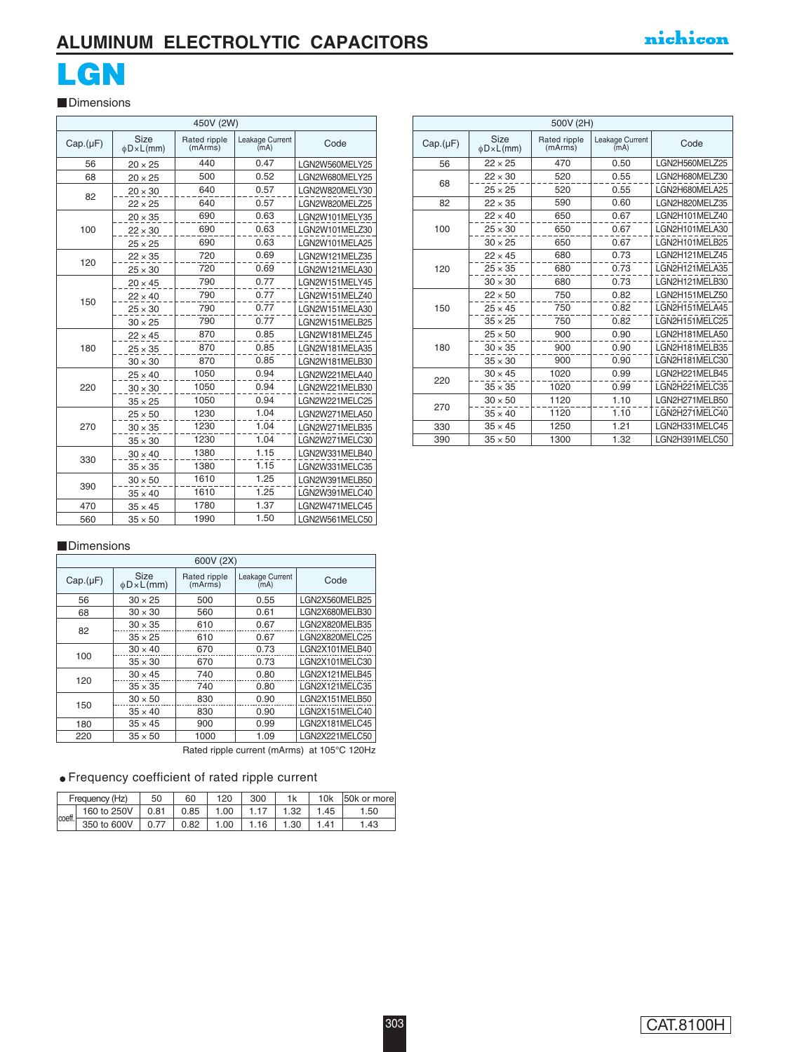# ALUMINUM ELECTROLYTIC CAPACITORS

nichicon

# LGN

## Dimensions

| 450V (2W) | | | | |
|---|---|---|---|---|
| Cap.(μF) | Size φD×L(mm) | Rated ripple (mArms) | Leakage Current (mA) | Code |
| 56 | 20 × 25 | 440 | 0.47 | LGN2W560MELY25 |
| 68 | 20 × 25 | 500 | 0.52 | LGN2W680MELY25 |
| 82 | 20 × 30 | 640 | 0.57 | LGN2W820MELY30 |
| | 22 × 25 | 640 | 0.57 | LGN2W820MELZ25 |
| 100 | 20 × 35 | 690 | 0.63 | LGN2W101MELY35 |
| | 22 × 30 | 690 | 0.63 | LGN2W101MELZ30 |
| | 25 × 25 | 690 | 0.63 | LGN2W101MELA25 |
| 120 | 22 × 35 | 720 | 0.69 | LGN2W121MELZ35 |
| | 25 × 30 | 720 | 0.69 | LGN2W121MELA30 |
| 150 | 20 × 45 | 790 | 0.77 | LGN2W151MELY45 |
| | 22 × 40 | 790 | 0.77 | LGN2W151MELZ40 |
| | 25 × 30 | 790 | 0.77 | LGN2W151MELA30 |
| | 30 × 25 | 790 | 0.77 | LGN2W151MELB25 |
| 180 | 22 × 45 | 870 | 0.85 | LGN2W181MELZ45 |
| | 25 × 35 | 870 | 0.85 | LGN2W181MELA35 |
| | 30 × 30 | 870 | 0.85 | LGN2W181MELB30 |
| 220 | 25 × 40 | 1050 | 0.94 | LGN2W221MELA40 |
| | 30 × 30 | 1050 | 0.94 | LGN2W221MELB30 |
| | 35 × 25 | 1050 | 0.94 | LGN2W221MELC25 |
| 270 | 25 × 50 | 1230 | 1.04 | LGN2W271MELA50 |
| | 30 × 35 | 1230 | 1.04 | LGN2W271MELB35 |
| | 35 × 30 | 1230 | 1.04 | LGN2W271MELC30 |
| 330 | 30 × 40 | 1380 | 1.15 | LGN2W331MELB40 |
| | 35 × 35 | 1380 | 1.15 | LGN2W331MELC35 |
| 390 | 30 × 50 | 1610 | 1.25 | LGN2W391MELB50 |
| | 35 × 40 | 1610 | 1.25 | LGN2W391MELC40 |
| 470 | 35 × 45 | 1780 | 1.37 | LGN2W471MELC45 |
| 560 | 35 × 50 | 1990 | 1.50 | LGN2W561MELC50 |

| 500V (2H) | | | | |
|---|---|---|---|---|
| Cap.(μF) | Size φD×L(mm) | Rated ripple (mArms) | Leakage Current (mA) | Code |
| 56 | 22 × 25 | 470 | 0.50 | LGN2H560MELZ25 |
| 68 | 22 × 30 | 520 | 0.55 | LGN2H680MELZ30 |
| | 25 × 25 | 520 | 0.55 | LGN2H680MELA25 |
| 82 | 22 × 35 | 590 | 0.60 | LGN2H820MELZ35 |
| 100 | 22 × 40 | 650 | 0.67 | LGN2H101MELZ40 |
| | 25 × 30 | 650 | 0.67 | LGN2H101MELA30 |
| | 30 × 25 | 650 | 0.67 | LGN2H101MELB25 |
| 120 | 22 × 45 | 680 | 0.73 | LGN2H121MELZ45 |
| | 25 × 35 | 680 | 0.73 | LGN2H121MELA35 |
| | 30 × 30 | 680 | 0.73 | LGN2H121MELB30 |
| 150 | 22 × 50 | 750 | 0.82 | LGN2H151MELZ50 |
| | 25 × 45 | 750 | 0.82 | LGN2H151MELA45 |
| | 35 × 25 | 750 | 0.82 | LGN2H151MELC25 |
| 180 | 25 × 50 | 900 | 0.90 | LGN2H181MELA50 |
| | 30 × 35 | 900 | 0.90 | LGN2H181MELB35 |
| | 35 × 30 | 900 | 0.90 | LGN2H181MELC30 |
| 220 | 30 × 45 | 1020 | 0.99 | LGN2H221MELB45 |
| | 35 × 35 | 1020 | 0.99 | LGN2H221MELC35 |
| 270 | 30 × 50 | 1120 | 1.10 | LGN2H271MELB50 |
| | 35 × 40 | 1120 | 1.10 | LGN2H271MELC40 |
| 330 | 35 × 45 | 1250 | 1.21 | LGN2H331MELC45 |
| 390 | 35 × 50 | 1300 | 1.32 | LGN2H391MELC50 |

## Dimensions

| 600V (2X) | | | | |
|---|---|---|---|---|
| Cap.(μF) | Size φD×L(mm) | Rated ripple (mArms) | Leakage Current (mA) | Code |
| 56 | 30 × 25 | 500 | 0.55 | LGN2X560MELB25 |
| 68 | 30 × 30 | 560 | 0.61 | LGN2X680MELB30 |
| 82 | 30 × 35 | 610 | 0.67 | LGN2X820MELB35 |
| | 35 × 25 | 610 | 0.67 | LGN2X820MELC25 |
| 100 | 30 × 40 | 670 | 0.73 | LGN2X101MELB40 |
| | 35 × 30 | 670 | 0.73 | LGN2X101MELC30 |
| 120 | 30 × 45 | 740 | 0.80 | LGN2X121MELB45 |
| | 35 × 35 | 740 | 0.80 | LGN2X121MELC35 |
| 150 | 30 × 50 | 830 | 0.90 | LGN2X151MELB50 |
| | 35 × 40 | 830 | 0.90 | LGN2X151MELC40 |
| 180 | 35 × 45 | 900 | 0.99 | LGN2X181MELC45 |
| 220 | 35 × 50 | 1000 | 1.09 | LGN2X221MELC50 |

Rated ripple current (mArms) at 105°C 120Hz

- Frequency coefficient of rated ripple current

| Frequency (Hz) | | 50 | 60 | 120 | 300 | 1k | 10k | 50k or more |
|---|---|---|---|---|---|---|---|---|
| coeff. | 160 to 250V | 0.81 | 0.85 | 1.00 | 1.17 | 1.32 | 1.45 | 1.50 |
| | 350 to 600V | 0.77 | 0.82 | 1.00 | 1.16 | 1.30 | 1.41 | 1.43 |

CAT.8100H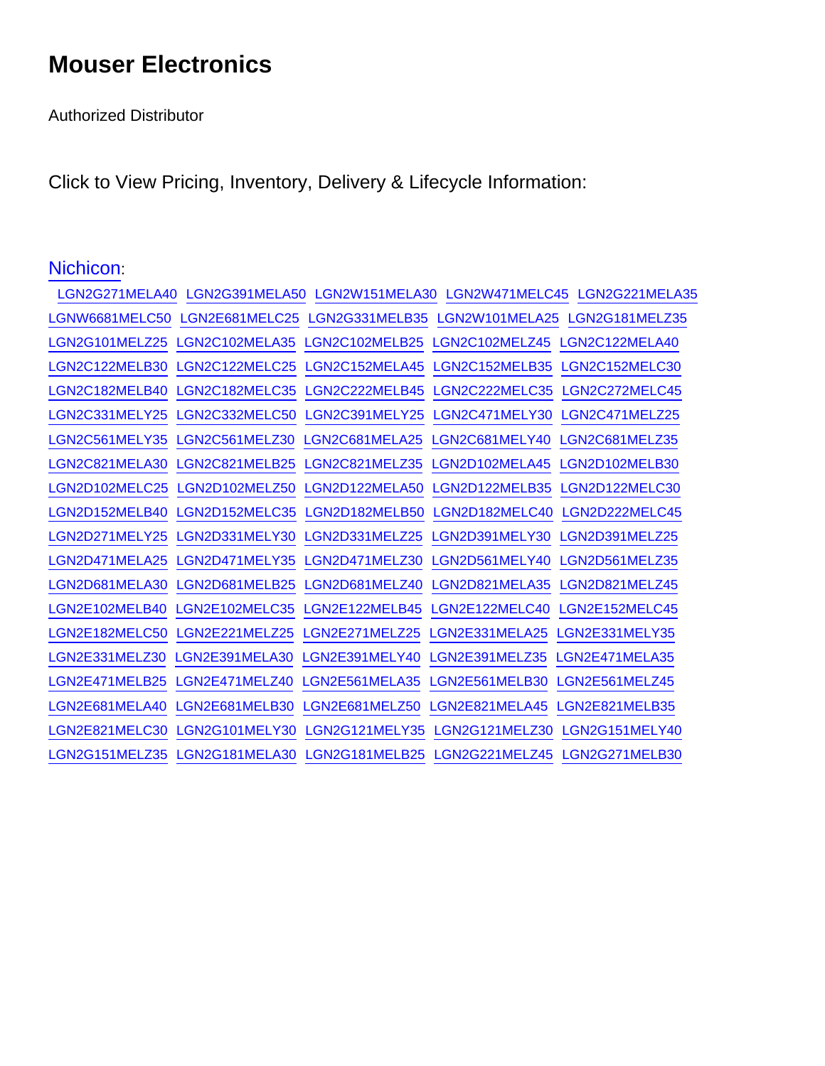# Mouser Electronics

Authorized Distributor

Click to View Pricing, Inventory, Delivery & Lifecycle Information:

Nichicon:

LGN2G271MELA40 LGN2G391MELA50 LGN2W151MELA30 LGN2W471MELC45 LGN2G221MELA35 LGNW6681MELC50 LGN2E681MELC25 LGN2G331MELB35 LGN2W101MELA25 LGN2G181MELZ35 LGN2G101MELZ25 LGN2C102MELA35 LGN2C102MELB25 LGN2C102MELZ45 LGN2C122MELA40 LGN2C122MELB30 LGN2C122MELC25 LGN2C152MELA45 LGN2C152MELB35 LGN2C152MELC30 LGN2C182MELB40 LGN2C182MELC35 LGN2C222MELB45 LGN2C222MELC35 LGN2C272MELC45 LGN2C331MELY25 LGN2C332MELC50 LGN2C391MELY25 LGN2C471MELY30 LGN2C471MELZ25 LGN2C561MELY35 LGN2C561MELZ30 LGN2C681MELA25 LGN2C681MELY40 LGN2C681MELZ35 LGN2C821MELA30 LGN2C821MELB25 LGN2C821MELZ35 LGN2D102MELA45 LGN2D102MELB30 LGN2D102MELC25 LGN2D102MELZ50 LGN2D122MELA50 LGN2D122MELB35 LGN2D122MELC30 LGN2D152MELB40 LGN2D152MELC35 LGN2D182MELB50 LGN2D182MELC40 LGN2D222MELC45 LGN2D271MELY25 LGN2D331MELY30 LGN2D331MELZ25 LGN2D391MELY30 LGN2D391MELZ25 LGN2D471MELA25 LGN2D471MELY35 LGN2D471MELZ30 LGN2D561MELY40 LGN2D561MELZ35 LGN2D681MELA30 LGN2D681MELB25 LGN2D681MELZ40 LGN2D821MELA35 LGN2D821MELZ45 LGN2E102MELB40 LGN2E102MELC35 LGN2E122MELB45 LGN2E122MELC40 LGN2E152MELC45 LGN2E182MELC50 LGN2E221MELZ25 LGN2E271MELZ25 LGN2E331MELA25 LGN2E331MELY35 LGN2E331MELZ30 LGN2E391MELA30 LGN2E391MELY40 LGN2E391MELZ35 LGN2E471MELA35 LGN2E471MELB25 LGN2E471MELZ40 LGN2E561MELA35 LGN2E561MELB30 LGN2E561MELZ45 LGN2E681MELA40 LGN2E681MELB30 LGN2E681MELZ50 LGN2E821MELA45 LGN2E821MELB35 LGN2E821MELC30 LGN2G101MELY30 LGN2G121MELY35 LGN2G121MELZ30 LGN2G151MELY40 LGN2G151MELZ35 LGN2G181MELA30 LGN2G181MELB25 LGN2G221MELZ45 LGN2G271MELB30